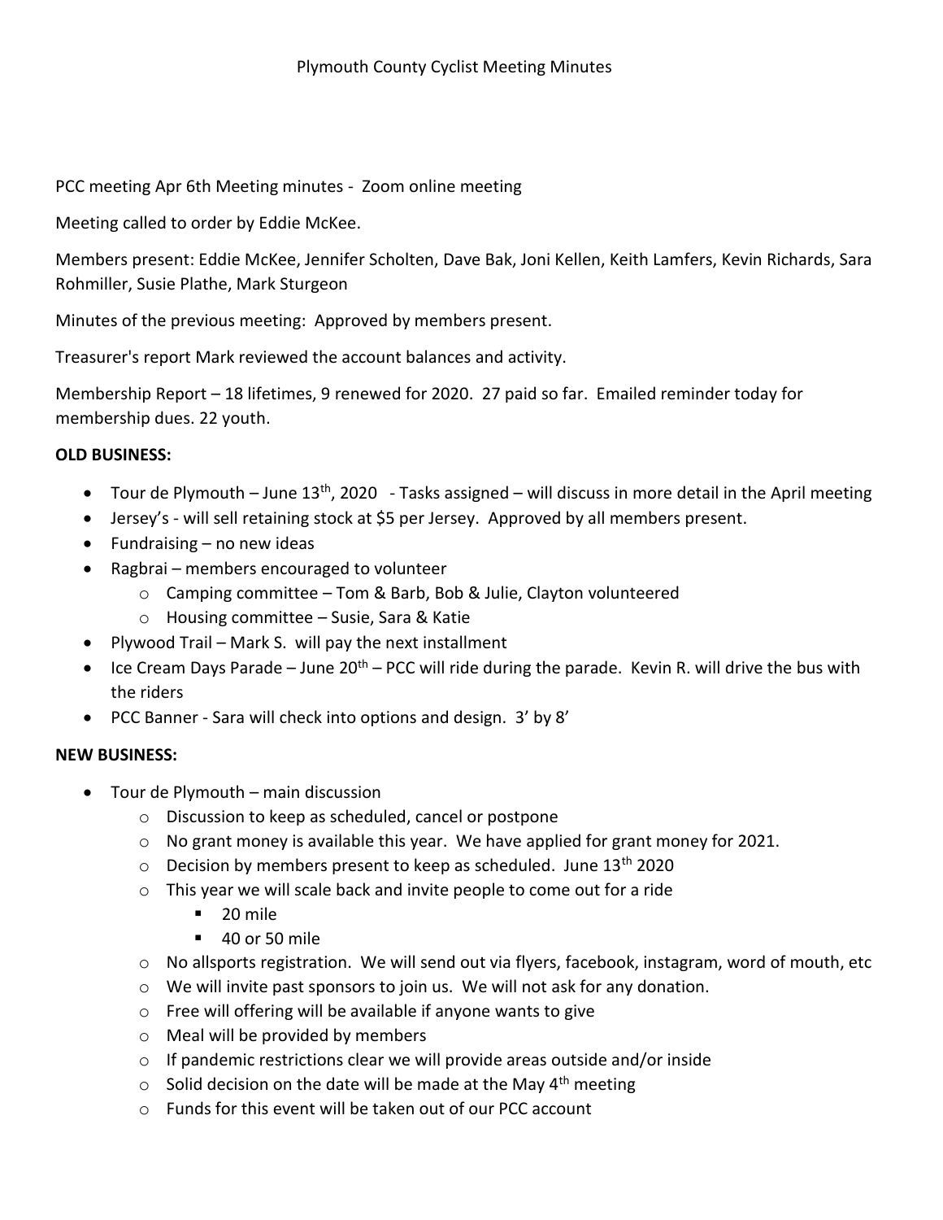Plymouth County Cyclist Meeting Minutes

PCC meeting Apr 6th Meeting minutes - Zoom online meeting

Meeting called to order by Eddie McKee.

Members present: Eddie McKee, Jennifer Scholten, Dave Bak, Joni Kellen, Keith Lamfers, Kevin Richards, Sara Rohmiller, Susie Plathe, Mark Sturgeon

Minutes of the previous meeting: Approved by members present.

Treasurer's report Mark reviewed the account balances and activity.

Membership Report – 18 lifetimes, 9 renewed for 2020. 27 paid so far. Emailed reminder today for membership dues. 22 youth.

**OLD BUSINESS:**

- Tour de Plymouth – June 13th, 2020 - Tasks assigned – will discuss in more detail in the April meeting
- Jersey's - will sell retaining stock at $5 per Jersey. Approved by all members present.
- Fundraising – no new ideas
- Ragbrai – members encouraged to volunteer
  - Camping committee – Tom & Barb, Bob & Julie, Clayton volunteered
  - Housing committee – Susie, Sara & Katie
- Plywood Trail – Mark S. will pay the next installment
- Ice Cream Days Parade – June 20th – PCC will ride during the parade. Kevin R. will drive the bus with the riders
- PCC Banner - Sara will check into options and design. 3' by 8'

**NEW BUSINESS:**

- Tour de Plymouth – main discussion
  - Discussion to keep as scheduled, cancel or postpone
  - No grant money is available this year. We have applied for grant money for 2021.
  - Decision by members present to keep as scheduled. June 13th 2020
  - This year we will scale back and invite people to come out for a ride
    - 20 mile
    - 40 or 50 mile
  - No allsports registration. We will send out via flyers, facebook, instagram, word of mouth, etc
  - We will invite past sponsors to join us. We will not ask for any donation.
  - Free will offering will be available if anyone wants to give
  - Meal will be provided by members
  - If pandemic restrictions clear we will provide areas outside and/or inside
  - Solid decision on the date will be made at the May 4th meeting
  - Funds for this event will be taken out of our PCC account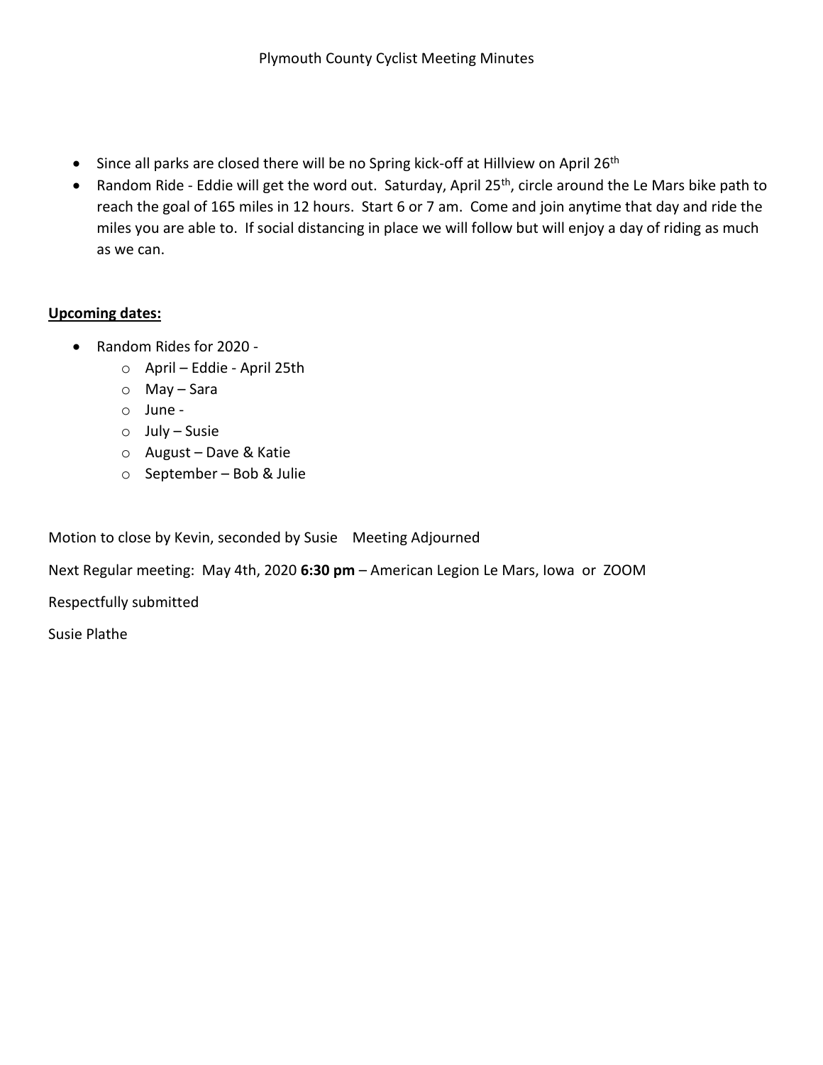- Since all parks are closed there will be no Spring kick-off at Hillview on April 26th
- Random Ride - Eddie will get the word out. Saturday, April 25th, circle around the Le Mars bike path to reach the goal of 165 miles in 12 hours. Start 6 or 7 am. Come and join anytime that day and ride the miles you are able to. If social distancing in place we will follow but will enjoy a day of riding as much as we can.

**Upcoming dates:**

- Random Rides for 2020 -
  - April – Eddie - April 25th
  - May – Sara
  - June -
  - July – Susie
  - August – Dave & Katie
  - September – Bob & Julie

Motion to close by Kevin, seconded by Susie Meeting Adjourned

Next Regular meeting: May 4th, 2020 **6:30 pm** – American Legion Le Mars, Iowa or ZOOM

Respectfully submitted

Susie Plathe